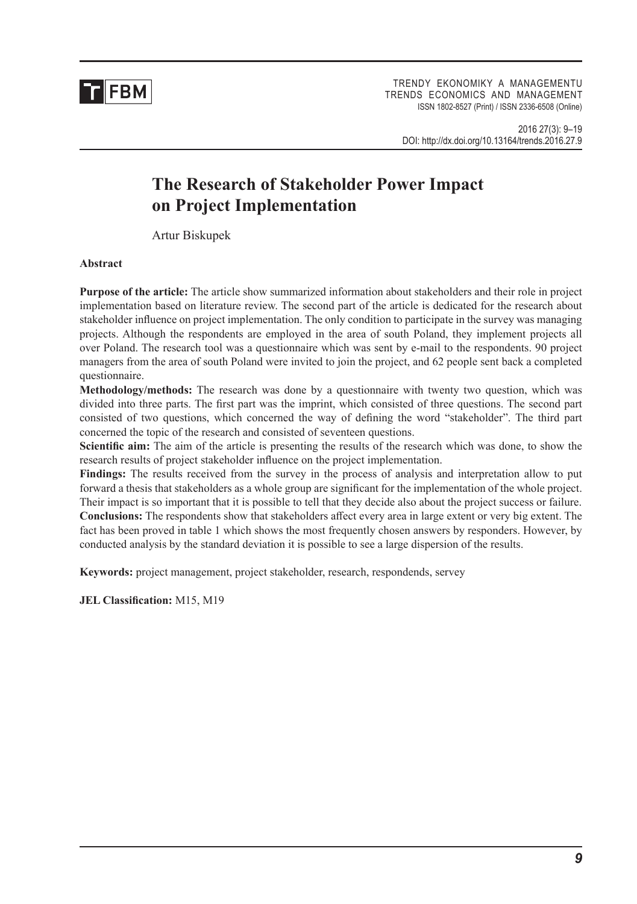# The Research of Stakeholder Power Impact on Project Implementation

Artur Biskupek

**Abstract**

**Purpose of the article:** The article show summarized information about stakeholders and their role in project implementation based on literature review. The second part of the article is dedicated for the research about stakeholder influence on project implementation. The only condition to participate in the survey was managing projects. Although the respondents are employed in the area of south Poland, they implement projects all over Poland. The research tool was a questionnaire which was sent by e-mail to the respondents. 90 project managers from the area of south Poland were invited to join the project, and 62 people sent back a completed questionnaire.

**Methodology/methods:** The research was done by a questionnaire with twenty two question, which was divided into three parts. The first part was the imprint, which consisted of three questions. The second part consisted of two questions, which concerned the way of defining the word "stakeholder". The third part concerned the topic of the research and consisted of seventeen questions.

**Scientific aim:** The aim of the article is presenting the results of the research which was done, to show the research results of project stakeholder influence on the project implementation.

**Findings:** The results received from the survey in the process of analysis and interpretation allow to put forward a thesis that stakeholders as a whole group are significant for the implementation of the whole project. Their impact is so important that it is possible to tell that they decide also about the project success or failure.

**Conclusions:** The respondents show that stakeholders affect every area in large extent or very big extent. The fact has been proved in table 1 which shows the most frequently chosen answers by responders. However, by conducted analysis by the standard deviation it is possible to see a large dispersion of the results.

**Keywords:** project management, project stakeholder, research, respondends, servey

**JEL Classification:** M15, M19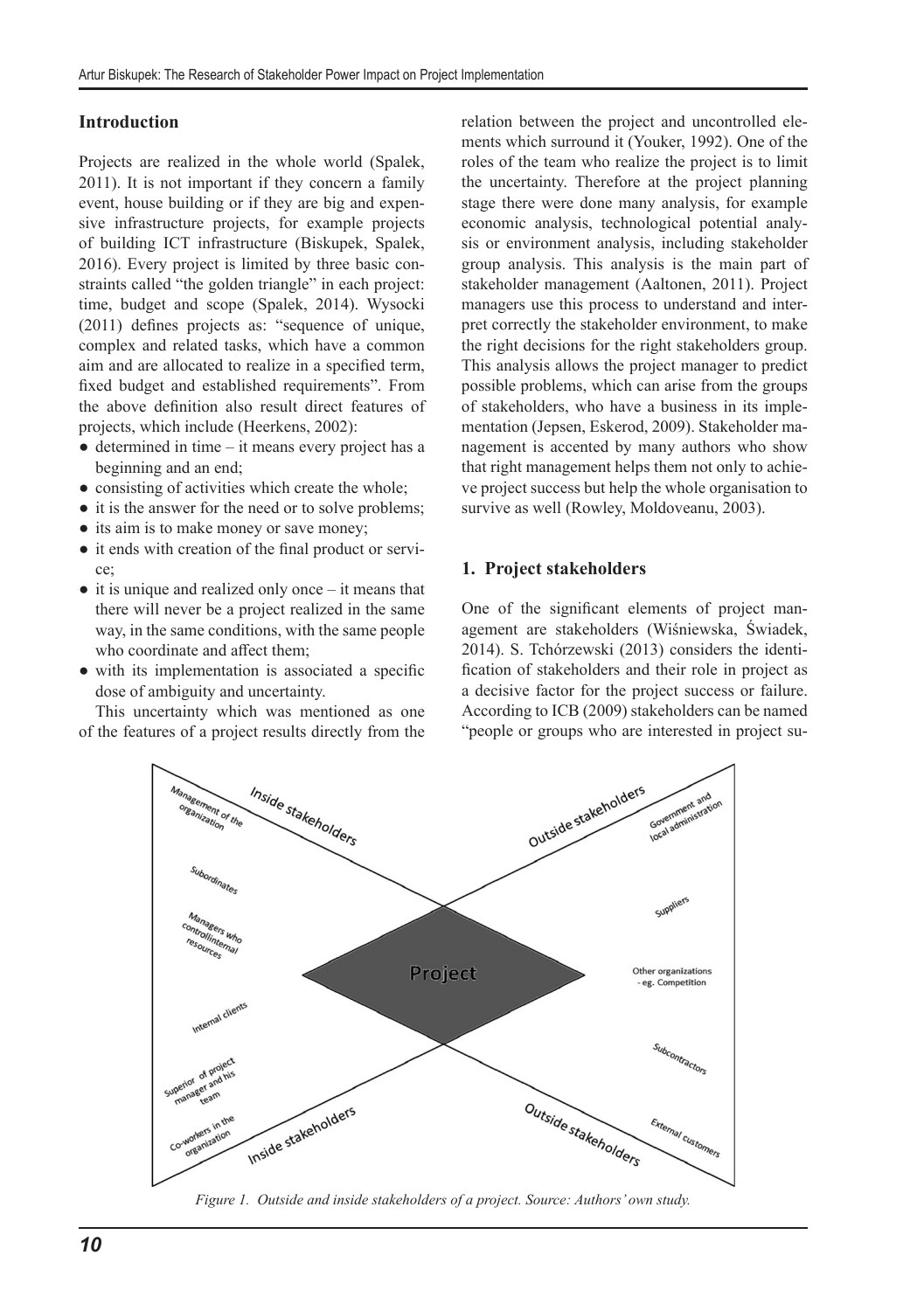## Introduction

Projects are realized in the whole world (Spalek, 2011). It is not important if they concern a family event, house building or if they are big and expensive infrastructure projects, for example projects of building ICT infrastructure (Biskupek, Spalek, 2016). Every project is limited by three basic constraints called "the golden triangle" in each project: time, budget and scope (Spalek, 2014). Wysocki (2011) defines projects as: "sequence of unique, complex and related tasks, which have a common aim and are allocated to realize in a specified term, fixed budget and established requirements". From the above definition also result direct features of projects, which include (Heerkens, 2002):

- determined in time – it means every project has a beginning and an end;
- consisting of activities which create the whole;
- it is the answer for the need or to solve problems;
- its aim is to make money or save money;
- it ends with creation of the final product or service;
- it is unique and realized only once – it means that there will never be a project realized in the same way, in the same conditions, with the same people who coordinate and affect them;
- with its implementation is associated a specific dose of ambiguity and uncertainty.

This uncertainty which was mentioned as one of the features of a project results directly from the relation between the project and uncontrolled elements which surround it (Youker, 1992). One of the roles of the team who realize the project is to limit the uncertainty. Therefore at the project planning stage there were done many analysis, for example economic analysis, technological potential analysis or environment analysis, including stakeholder group analysis. This analysis is the main part of stakeholder management (Aaltonen, 2011). Project managers use this process to understand and interpret correctly the stakeholder environment, to make the right decisions for the right stakeholders group. This analysis allows the project manager to predict possible problems, which can arise from the groups of stakeholders, who have a business in its implementation (Jepsen, Eskerod, 2009). Stakeholder management is accented by many authors who show that right management helps them not only to achieve project success but help the whole organisation to survive as well (Rowley, Moldoveanu, 2003).

## 1. Project stakeholders

One of the significant elements of project management are stakeholders (Wiśniewska, Świadek, 2014). S. Tchórzewski (2013) considers the identification of stakeholders and their role in project as a decisive factor for the project success or failure. According to ICB (2009) stakeholders can be named "people or groups who are interested in project su-

*Figure 1. Outside and inside stakeholders of a project. Source: Authors' own study.*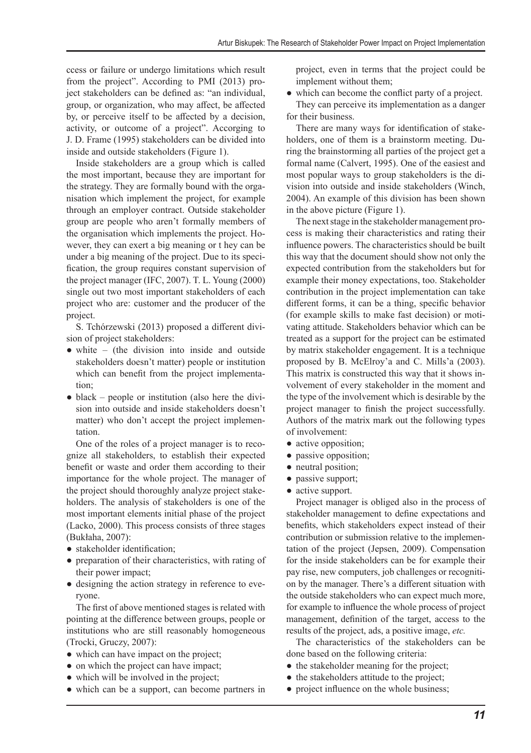ccess or failure or undergo limitations which result from the project". According to PMI (2013) project stakeholders can be defined as: "an individual, group, or organization, who may affect, be affected by, or perceive itself to be affected by a decision, activity, or outcome of a project". Accorging to J. D. Frame (1995) stakeholders can be divided into inside and outside stakeholders (Figure 1).

Inside stakeholders are a group which is called the most important, because they are important for the strategy. They are formally bound with the organisation which implement the project, for example through an employer contract. Outside stakeholder group are people who aren't formally members of the organisation which implements the project. However, they can exert a big meaning or t hey can be under a big meaning of the project. Due to its specification, the group requires constant supervision of the project manager (IFC, 2007). T. L. Young (2000) single out two most important stakeholders of each project who are: customer and the producer of the project.

S. Tchórzewski (2013) proposed a different division of project stakeholders:

- white – (the division into inside and outside stakeholders doesn't matter) people or institution which can benefit from the project implementation;
- black – people or institution (also here the division into outside and inside stakeholders doesn't matter) who don't accept the project implementation.

One of the roles of a project manager is to recognize all stakeholders, to establish their expected benefit or waste and order them according to their importance for the whole project. The manager of the project should thoroughly analyze project stakeholders. The analysis of stakeholders is one of the most important elements initial phase of the project (Lacko, 2000). This process consists of three stages (Bukłaha, 2007):

- stakeholder identification;
- preparation of their characteristics, with rating of their power impact;
- designing the action strategy in reference to everyone.

The first of above mentioned stages is related with pointing at the difference between groups, people or institutions who are still reasonably homogeneous (Trocki, Gruczy, 2007):

- which can have impact on the project;
- on which the project can have impact;
- which will be involved in the project;
- which can be a support, can become partners in project, even in terms that the project could be implement without them;
- which can become the conflict party of a project.

They can perceive its implementation as a danger for their business.

There are many ways for identification of stakeholders, one of them is a brainstorm meeting. During the brainstorming all parties of the project get a formal name (Calvert, 1995). One of the easiest and most popular ways to group stakeholders is the division into outside and inside stakeholders (Winch, 2004). An example of this division has been shown in the above picture (Figure 1).

The next stage in the stakeholder management process is making their characteristics and rating their influence powers. The characteristics should be built this way that the document should show not only the expected contribution from the stakeholders but for example their money expectations, too. Stakeholder contribution in the project implementation can take different forms, it can be a thing, specific behavior (for example skills to make fast decision) or motivating attitude. Stakeholders behavior which can be treated as a support for the project can be estimated by matrix stakeholder engagement. It is a technique proposed by B. McElroy'a and C. Mills'a (2003). This matrix is constructed this way that it shows involvement of every stakeholder in the moment and the type of the involvement which is desirable by the project manager to finish the project successfully. Authors of the matrix mark out the following types of involvement:

- active opposition;
- passive opposition;
- neutral position;
- passive support;
- active support.

Project manager is obliged also in the process of stakeholder management to define expectations and benefits, which stakeholders expect instead of their contribution or submission relative to the implementation of the project (Jepsen, 2009). Compensation for the inside stakeholders can be for example their pay rise, new computers, job challenges or recognition by the manager. There's a different situation with the outside stakeholders who can expect much more, for example to influence the whole process of project management, definition of the target, access to the results of the project, ads, a positive image, *etc.*

The characteristics of the stakeholders can be done based on the following criteria:

- the stakeholder meaning for the project;
- the stakeholders attitude to the project;
- project influence on the whole business;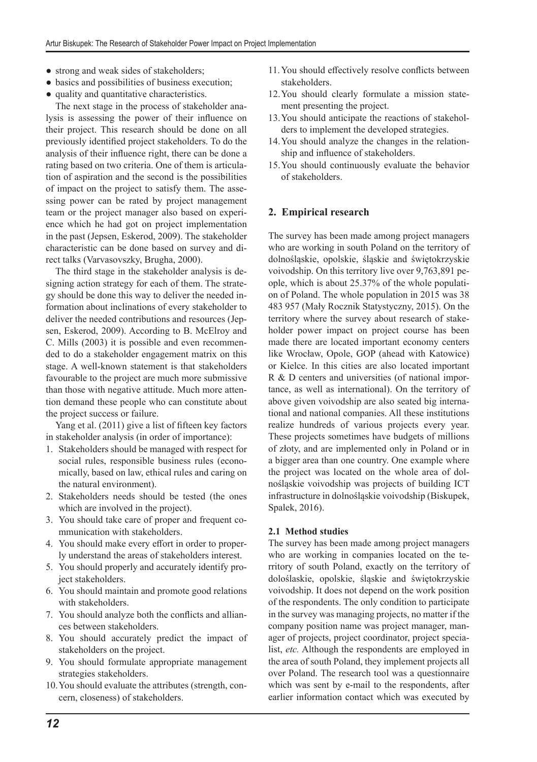- strong and weak sides of stakeholders;
- basics and possibilities of business execution;
- quality and quantitative characteristics.

The next stage in the process of stakeholder analysis is assessing the power of their influence on their project. This research should be done on all previously identified project stakeholders. To do the analysis of their influence right, there can be done a rating based on two criteria. One of them is articulation of aspiration and the second is the possibilities of impact on the project to satisfy them. The assessing power can be rated by project management team or the project manager also based on experience which he had got on project implementation in the past (Jepsen, Eskerod, 2009). The stakeholder characteristic can be done based on survey and direct talks (Varvasovszky, Brugha, 2000).

The third stage in the stakeholder analysis is designing action strategy for each of them. The strategy should be done this way to deliver the needed information about inclinations of every stakeholder to deliver the needed contributions and resources (Jepsen, Eskerod, 2009). According to B. McElroy and C. Mills (2003) it is possible and even recommended to do a stakeholder engagement matrix on this stage. A well-known statement is that stakeholders favourable to the project are much more submissive than those with negative attitude. Much more attention demand these people who can constitute about the project success or failure.

Yang et al. (2011) give a list of fifteen key factors in stakeholder analysis (in order of importance):

1. Stakeholders should be managed with respect for social rules, responsible business rules (economically, based on law, ethical rules and caring on the natural environment).
2. Stakeholders needs should be tested (the ones which are involved in the project).
3. You should take care of proper and frequent communication with stakeholders.
4. You should make every effort in order to properly understand the areas of stakeholders interest.
5. You should properly and accurately identify project stakeholders.
6. You should maintain and promote good relations with stakeholders.
7. You should analyze both the conflicts and alliances between stakeholders.
8. You should accurately predict the impact of stakeholders on the project.
9. You should formulate appropriate management strategies stakeholders.
10. You should evaluate the attributes (strength, concern, closeness) of stakeholders.
11. You should effectively resolve conflicts between stakeholders.
12. You should clearly formulate a mission statement presenting the project.
13. You should anticipate the reactions of stakeholders to implement the developed strategies.
14. You should analyze the changes in the relationship and influence of stakeholders.
15. You should continuously evaluate the behavior of stakeholders.

## 2. Empirical research

The survey has been made among project managers who are working in south Poland on the territory of dolnośląskie, opolskie, śląskie and świętokrzyskie voivodship. On this territory live over 9,763,891 people, which is about 25.37% of the whole population of Poland. The whole population in 2015 was 38 483 957 (Mały Rocznik Statystyczny, 2015). On the territory where the survey about research of stakeholder power impact on project course has been made there are located important economy centers like Wrocław, Opole, GOP (ahead with Katowice) or Kielce. In this cities are also located important R & D centers and universities (of national importance, as well as international). On the territory of above given voivodship are also seated big international and national companies. All these institutions realize hundreds of various projects every year. These projects sometimes have budgets of millions of złoty, and are implemented only in Poland or in a bigger area than one country. One example where the project was located on the whole area of dolnośląskie voivodship was projects of building ICT infrastructure in dolnośląskie voivodship (Biskupek, Spalek, 2016).

### 2.1 Method studies

The survey has been made among project managers who are working in companies located on the territory of south Poland, exactly on the territory of dolośląskie, opolskie, śląskie and świętokrzyskie voivodship. It does not depend on the work position of the respondents. The only condition to participate in the survey was managing projects, no matter if the company position name was project manager, manager of projects, project coordinator, project specialist, *etc.* Although the respondents are employed in the area of south Poland, they implement projects all over Poland. The research tool was a questionnaire which was sent by e-mail to the respondents, after earlier information contact which was executed by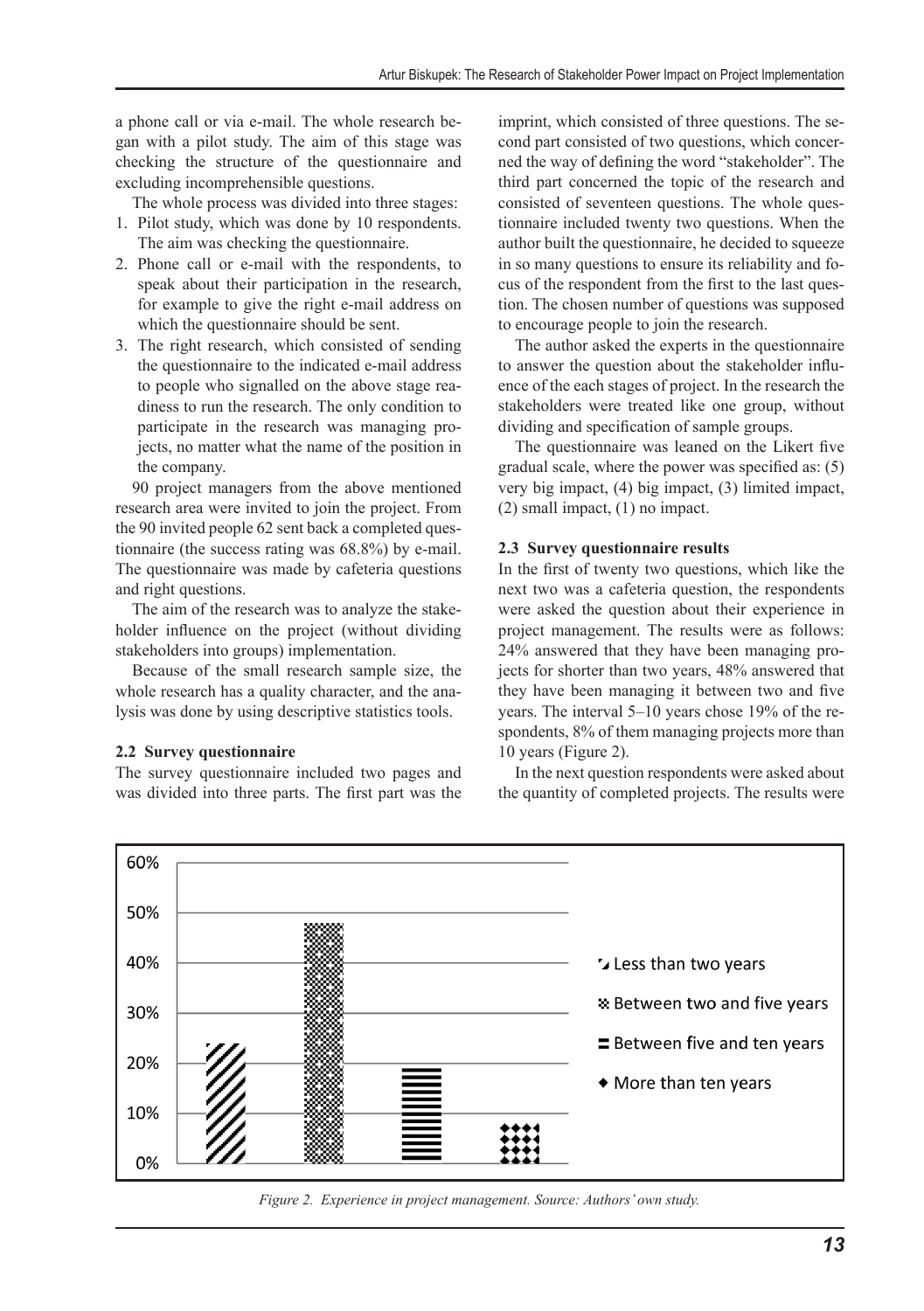a phone call or via e-mail. The whole research began with a pilot study. The aim of this stage was checking the structure of the questionnaire and excluding incomprehensible questions.

The whole process was divided into three stages:

1. Pilot study, which was done by 10 respondents. The aim was checking the questionnaire.
2. Phone call or e-mail with the respondents, to speak about their participation in the research, for example to give the right e-mail address on which the questionnaire should be sent.
3. The right research, which consisted of sending the questionnaire to the indicated e-mail address to people who signalled on the above stage readiness to run the research. The only condition to participate in the research was managing projects, no matter what the name of the position in the company.

90 project managers from the above mentioned research area were invited to join the project. From the 90 invited people 62 sent back a completed questionnaire (the success rating was 68.8%) by e-mail. The questionnaire was made by cafeteria questions and right questions.

The aim of the research was to analyze the stakeholder influence on the project (without dividing stakeholders into groups) implementation.

Because of the small research sample size, the whole research has a quality character, and the analysis was done by using descriptive statistics tools.

### 2.2 Survey questionnaire

The survey questionnaire included two pages and was divided into three parts. The first part was the imprint, which consisted of three questions. The second part consisted of two questions, which concerned the way of defining the word "stakeholder". The third part concerned the topic of the research and consisted of seventeen questions. The whole questionnaire included twenty two questions. When the author built the questionnaire, he decided to squeeze in so many questions to ensure its reliability and focus of the respondent from the first to the last question. The chosen number of questions was supposed to encourage people to join the research.

The author asked the experts in the questionnaire to answer the question about the stakeholder influence of the each stages of project. In the research the stakeholders were treated like one group, without dividing and specification of sample groups.

The questionnaire was leaned on the Likert five gradual scale, where the power was specified as: (5) very big impact, (4) big impact, (3) limited impact, (2) small impact, (1) no impact.

### 2.3 Survey questionnaire results

In the first of twenty two questions, which like the next two was a cafeteria question, the respondents were asked the question about their experience in project management. The results were as follows: 24% answered that they have been managing projects for shorter than two years, 48% answered that they have been managing it between two and five years. The interval 5–10 years chose 19% of the respondents, 8% of them managing projects more than 10 years (Figure 2).

In the next question respondents were asked about the quantity of completed projects. The results were

*Figure 2. Experience in project management. Source: Authors' own study.*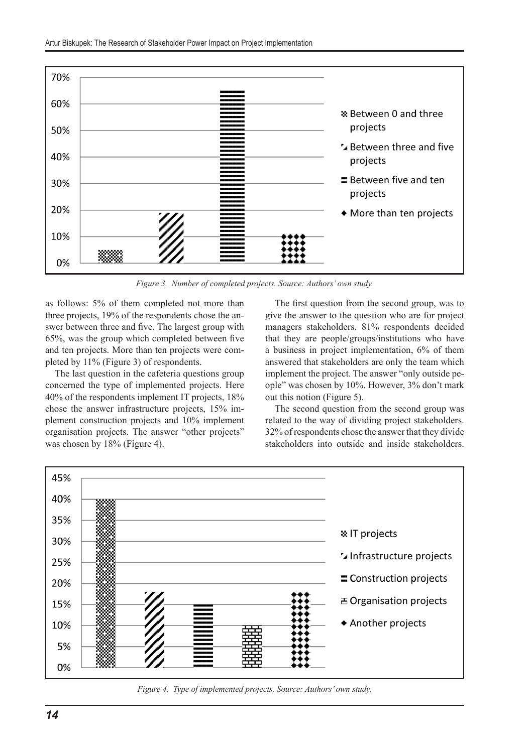Figure 3. Number of completed projects. Source: Authors' own study.

as follows: 5% of them completed not more than three projects, 19% of the respondents chose the answer between three and five. The largest group with 65%, was the group which completed between five and ten projects. More than ten projects were completed by 11% (Figure 3) of respondents.

The last question in the cafeteria questions group concerned the type of implemented projects. Here 40% of the respondents implement IT projects, 18% chose the answer infrastructure projects, 15% implement construction projects and 10% implement organisation projects. The answer "other projects" was chosen by 18% (Figure 4).

The first question from the second group, was to give the answer to the question who are for project managers stakeholders. 81% respondents decided that they are people/groups/institutions who have a business in project implementation, 6% of them answered that stakeholders are only the team which implement the project. The answer "only outside people" was chosen by 10%. However, 3% don't mark out this notion (Figure 5).

The second question from the second group was related to the way of dividing project stakeholders. 32% of respondents chose the answer that they divide stakeholders into outside and inside stakeholders.

Figure 4. Type of implemented projects. Source: Authors' own study.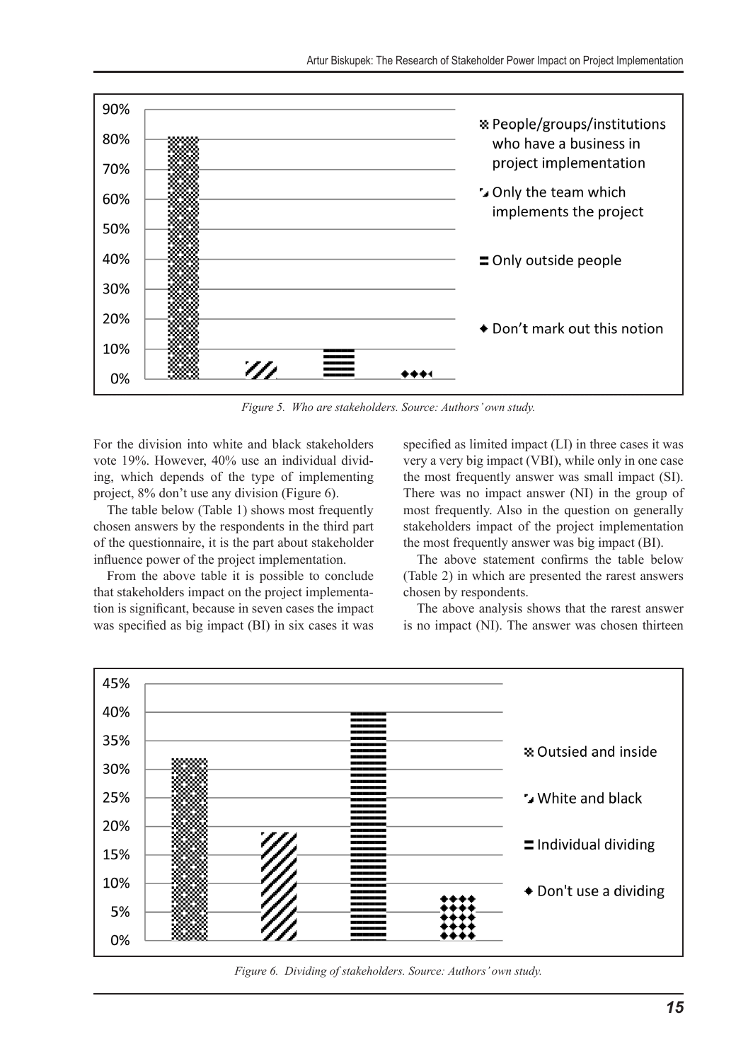Figure 5. Who are stakeholders. Source: Authors' own study.

For the division into white and black stakeholders vote 19%. However, 40% use an individual dividing, which depends of the type of implementing project, 8% don't use any division (Figure 6).

The table below (Table 1) shows most frequently chosen answers by the respondents in the third part of the questionnaire, it is the part about stakeholder influence power of the project implementation.

From the above table it is possible to conclude that stakeholders impact on the project implementation is significant, because in seven cases the impact was specified as big impact (BI) in six cases it was specified as limited impact (LI) in three cases it was very a very big impact (VBI), while only in one case the most frequently answer was small impact (SI). There was no impact answer (NI) in the group of most frequently. Also in the question on generally stakeholders impact of the project implementation the most frequently answer was big impact (BI).

The above statement confirms the table below (Table 2) in which are presented the rarest answers chosen by respondents.

The above analysis shows that the rarest answer is no impact (NI). The answer was chosen thirteen

Figure 6. Dividing of stakeholders. Source: Authors' own study.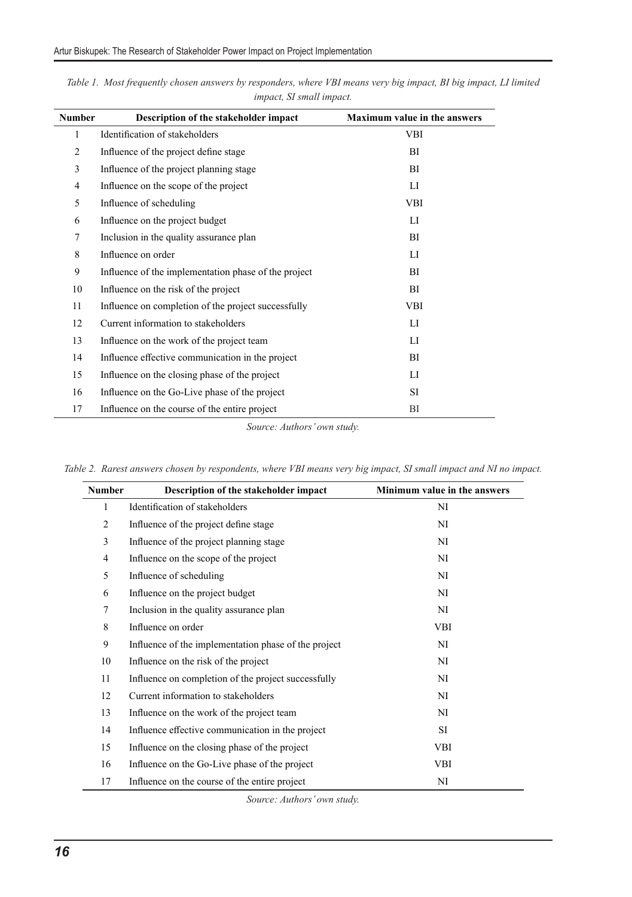*Table 1. Most frequently chosen answers by responders, where VBI means very big impact, BI big impact, LI limited impact, SI small impact.*

| Number | Description of the stakeholder impact | Maximum value in the answers |
|---|---|---|
| 1 | Identification of stakeholders | VBI |
| 2 | Influence of the project define stage | BI |
| 3 | Influence of the project planning stage | BI |
| 4 | Influence on the scope of the project | LI |
| 5 | Influence of scheduling | VBI |
| 6 | Influence on the project budget | LI |
| 7 | Inclusion in the quality assurance plan | BI |
| 8 | Influence on order | LI |
| 9 | Influence of the implementation phase of the project | BI |
| 10 | Influence on the risk of the project | BI |
| 11 | Influence on completion of the project successfully | VBI |
| 12 | Current information to stakeholders | LI |
| 13 | Influence on the work of the project team | LI |
| 14 | Influence effective communication in the project | BI |
| 15 | Influence on the closing phase of the project | LI |
| 16 | Influence on the Go-Live phase of the project | SI |
| 17 | Influence on the course of the entire project | BI |

*Source: Authors' own study.*

*Table 2. Rarest answers chosen by respondents, where VBI means very big impact, SI small impact and NI no impact.*

| Number | Description of the stakeholder impact | Minimum value in the answers |
|---|---|---|
| 1 | Identification of stakeholders | NI |
| 2 | Influence of the project define stage | NI |
| 3 | Influence of the project planning stage | NI |
| 4 | Influence on the scope of the project | NI |
| 5 | Influence of scheduling | NI |
| 6 | Influence on the project budget | NI |
| 7 | Inclusion in the quality assurance plan | NI |
| 8 | Influence on order | VBI |
| 9 | Influence of the implementation phase of the project | NI |
| 10 | Influence on the risk of the project | NI |
| 11 | Influence on completion of the project successfully | NI |
| 12 | Current information to stakeholders | NI |
| 13 | Influence on the work of the project team | NI |
| 14 | Influence effective communication in the project | SI |
| 15 | Influence on the closing phase of the project | VBI |
| 16 | Influence on the Go-Live phase of the project | VBI |
| 17 | Influence on the course of the entire project | NI |

*Source: Authors' own study.*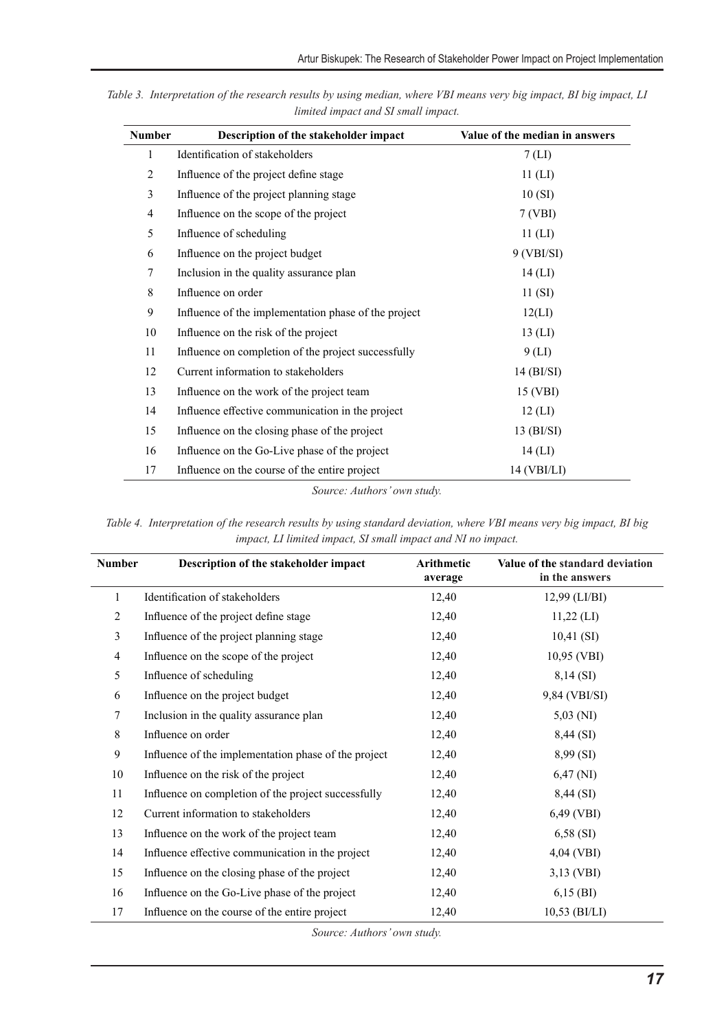*Table 3. Interpretation of the research results by using median, where VBI means very big impact, BI big impact, LI limited impact and SI small impact.*

| Number | Description of the stakeholder impact | Value of the median in answers |
|---|---|---|
| 1 | Identification of stakeholders | 7 (LI) |
| 2 | Influence of the project define stage | 11 (LI) |
| 3 | Influence of the project planning stage | 10 (SI) |
| 4 | Influence on the scope of the project | 7 (VBI) |
| 5 | Influence of scheduling | 11 (LI) |
| 6 | Influence on the project budget | 9 (VBI/SI) |
| 7 | Inclusion in the quality assurance plan | 14 (LI) |
| 8 | Influence on order | 11 (SI) |
| 9 | Influence of the implementation phase of the project | 12(LI) |
| 10 | Influence on the risk of the project | 13 (LI) |
| 11 | Influence on completion of the project successfully | 9 (LI) |
| 12 | Current information to stakeholders | 14 (BI/SI) |
| 13 | Influence on the work of the project team | 15 (VBI) |
| 14 | Influence effective communication in the project | 12 (LI) |
| 15 | Influence on the closing phase of the project | 13 (BI/SI) |
| 16 | Influence on the Go-Live phase of the project | 14 (LI) |
| 17 | Influence on the course of the entire project | 14 (VBI/LI) |

*Source: Authors' own study.*

*Table 4. Interpretation of the research results by using standard deviation, where VBI means very big impact, BI big impact, LI limited impact, SI small impact and NI no impact.*

| Number | Description of the stakeholder impact | Arithmetic average | Value of the standard deviation in the answers |
|---|---|---|---|
| 1 | Identification of stakeholders | 12,40 | 12,99 (LI/BI) |
| 2 | Influence of the project define stage | 12,40 | 11,22 (LI) |
| 3 | Influence of the project planning stage | 12,40 | 10,41 (SI) |
| 4 | Influence on the scope of the project | 12,40 | 10,95 (VBI) |
| 5 | Influence of scheduling | 12,40 | 8,14 (SI) |
| 6 | Influence on the project budget | 12,40 | 9,84 (VBI/SI) |
| 7 | Inclusion in the quality assurance plan | 12,40 | 5,03 (NI) |
| 8 | Influence on order | 12,40 | 8,44 (SI) |
| 9 | Influence of the implementation phase of the project | 12,40 | 8,99 (SI) |
| 10 | Influence on the risk of the project | 12,40 | 6,47 (NI) |
| 11 | Influence on completion of the project successfully | 12,40 | 8,44 (SI) |
| 12 | Current information to stakeholders | 12,40 | 6,49 (VBI) |
| 13 | Influence on the work of the project team | 12,40 | 6,58 (SI) |
| 14 | Influence effective communication in the project | 12,40 | 4,04 (VBI) |
| 15 | Influence on the closing phase of the project | 12,40 | 3,13 (VBI) |
| 16 | Influence on the Go-Live phase of the project | 12,40 | 6,15 (BI) |
| 17 | Influence on the course of the entire project | 12,40 | 10,53 (BI/LI) |

*Source: Authors' own study.*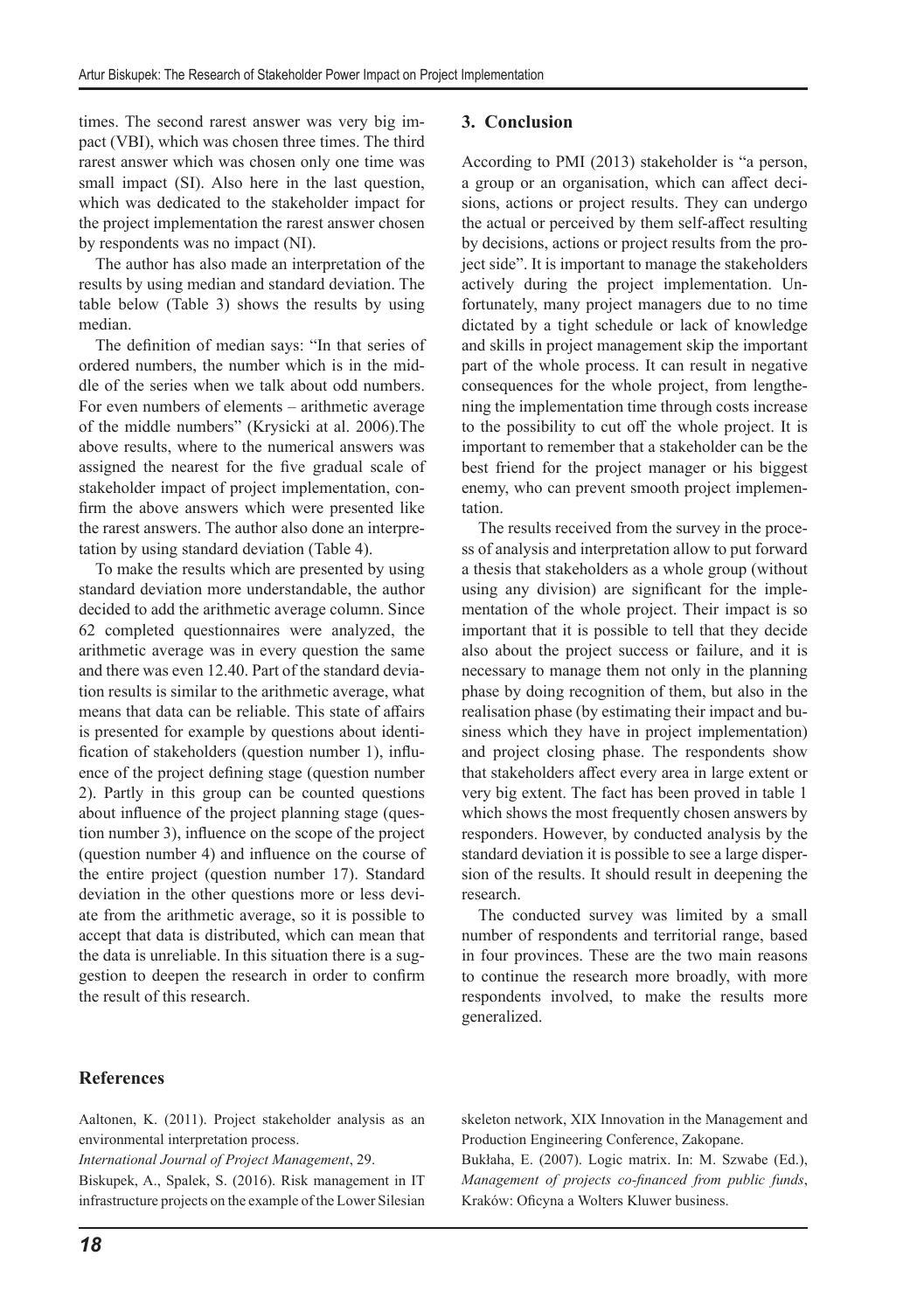times. The second rarest answer was very big impact (VBI), which was chosen three times. The third rarest answer which was chosen only one time was small impact (SI). Also here in the last question, which was dedicated to the stakeholder impact for the project implementation the rarest answer chosen by respondents was no impact (NI).

The author has also made an interpretation of the results by using median and standard deviation. The table below (Table 3) shows the results by using median.

The definition of median says: "In that series of ordered numbers, the number which is in the middle of the series when we talk about odd numbers. For even numbers of elements – arithmetic average of the middle numbers" (Krysicki at al. 2006).The above results, where to the numerical answers was assigned the nearest for the five gradual scale of stakeholder impact of project implementation, confirm the above answers which were presented like the rarest answers. The author also done an interpretation by using standard deviation (Table 4).

To make the results which are presented by using standard deviation more understandable, the author decided to add the arithmetic average column. Since 62 completed questionnaires were analyzed, the arithmetic average was in every question the same and there was even 12.40. Part of the standard deviation results is similar to the arithmetic average, what means that data can be reliable. This state of affairs is presented for example by questions about identification of stakeholders (question number 1), influence of the project defining stage (question number 2). Partly in this group can be counted questions about influence of the project planning stage (question number 3), influence on the scope of the project (question number 4) and influence on the course of the entire project (question number 17). Standard deviation in the other questions more or less deviate from the arithmetic average, so it is possible to accept that data is distributed, which can mean that the data is unreliable. In this situation there is a suggestion to deepen the research in order to confirm the result of this research.

## 3. Conclusion

According to PMI (2013) stakeholder is "a person, a group or an organisation, which can affect decisions, actions or project results. They can undergo the actual or perceived by them self-affect resulting by decisions, actions or project results from the project side". It is important to manage the stakeholders actively during the project implementation. Unfortunately, many project managers due to no time dictated by a tight schedule or lack of knowledge and skills in project management skip the important part of the whole process. It can result in negative consequences for the whole project, from lengthening the implementation time through costs increase to the possibility to cut off the whole project. It is important to remember that a stakeholder can be the best friend for the project manager or his biggest enemy, who can prevent smooth project implementation.

The results received from the survey in the process of analysis and interpretation allow to put forward a thesis that stakeholders as a whole group (without using any division) are significant for the implementation of the whole project. Their impact is so important that it is possible to tell that they decide also about the project success or failure, and it is necessary to manage them not only in the planning phase by doing recognition of them, but also in the realisation phase (by estimating their impact and business which they have in project implementation) and project closing phase. The respondents show that stakeholders affect every area in large extent or very big extent. The fact has been proved in table 1 which shows the most frequently chosen answers by responders. However, by conducted analysis by the standard deviation it is possible to see a large dispersion of the results. It should result in deepening the research.

The conducted survey was limited by a small number of respondents and territorial range, based in four provinces. These are the two main reasons to continue the research more broadly, with more respondents involved, to make the results more generalized.

## References

Aaltonen, K. (2011). Project stakeholder analysis as an environmental interpretation process. *International Journal of Project Management*, 29.

Biskupek, A., Spalek, S. (2016). Risk management in IT infrastructure projects on the example of the Lower Silesian skeleton network, XIX Innovation in the Management and Production Engineering Conference, Zakopane.

Bukłaha, E. (2007). Logic matrix. In: M. Szwabe (Ed.), *Management of projects co-financed from public funds*, Kraków: Oficyna a Wolters Kluwer business.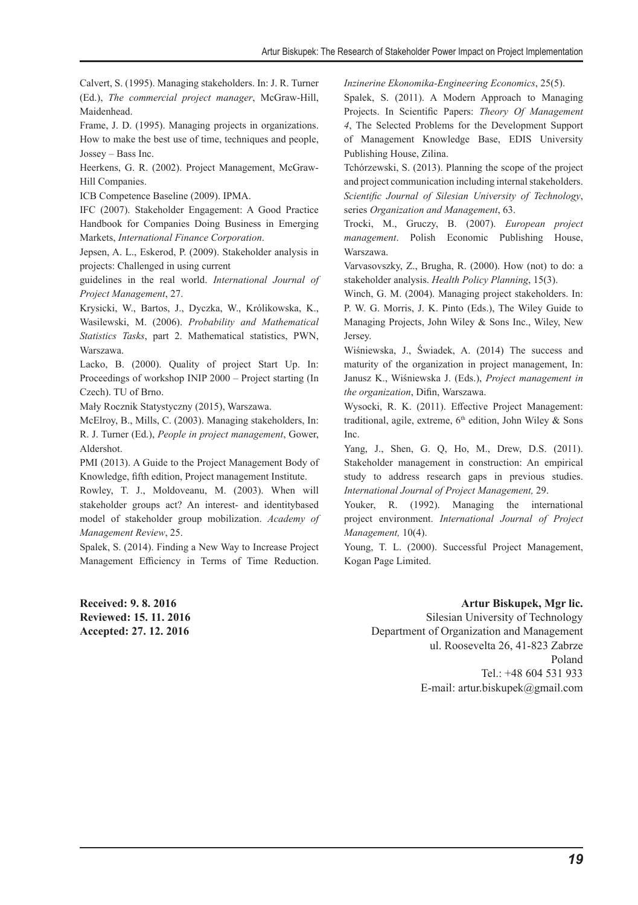Calvert, S. (1995). Managing stakeholders. In: J. R. Turner (Ed.), *The commercial project manager*, McGraw-Hill, Maidenhead.

Frame, J. D. (1995). Managing projects in organizations. How to make the best use of time, techniques and people, Jossey – Bass Inc.

Heerkens, G. R. (2002). Project Management, McGraw-Hill Companies.

ICB Competence Baseline (2009). IPMA.

IFC (2007). Stakeholder Engagement: A Good Practice Handbook for Companies Doing Business in Emerging Markets, *International Finance Corporation*.

Jepsen, A. L., Eskerod, P. (2009). Stakeholder analysis in projects: Challenged in using current guidelines in the real world. *International Journal of Project Management*, 27.

Krysicki, W., Bartos, J., Dyczka, W., Królikowska, K., Wasilewski, M. (2006). *Probability and Mathematical Statistics Tasks*, part 2. Mathematical statistics, PWN, Warszawa.

Lacko, B. (2000). Quality of project Start Up. In: Proceedings of workshop INIP 2000 – Project starting (In Czech). TU of Brno.

Mały Rocznik Statystyczny (2015), Warszawa.

McElroy, B., Mills, C. (2003). Managing stakeholders, In: R. J. Turner (Ed.), *People in project management*, Gower, Aldershot.

PMI (2013). A Guide to the Project Management Body of Knowledge, fifth edition, Project management Institute.

Rowley, T. J., Moldoveanu, M. (2003). When will stakeholder groups act? An interest- and identitybased model of stakeholder group mobilization. *Academy of Management Review*, 25.

Spalek, S. (2014). Finding a New Way to Increase Project Management Efficiency in Terms of Time Reduction. *Inzinerine Ekonomika-Engineering Economics*, 25(5).

Spalek, S. (2011). A Modern Approach to Managing Projects. In Scientific Papers: *Theory Of Management 4*, The Selected Problems for the Development Support of Management Knowledge Base, EDIS University Publishing House, Zilina.

Tchórzewski, S. (2013). Planning the scope of the project and project communication including internal stakeholders. *Scientific Journal of Silesian University of Technology*, series *Organization and Management*, 63.

Trocki, M., Gruczy, B. (2007). *European project management*. Polish Economic Publishing House, Warszawa.

Varvasovszky, Z., Brugha, R. (2000). How (not) to do: a stakeholder analysis. *Health Policy Planning*, 15(3).

Winch, G. M. (2004). Managing project stakeholders. In: P. W. G. Morris, J. K. Pinto (Eds.), The Wiley Guide to Managing Projects, John Wiley & Sons Inc., Wiley, New Jersey.

Wiśniewska, J., Świadek, A. (2014) The success and maturity of the organization in project management, In: Janusz K., Wiśniewska J. (Eds.), *Project management in the organization*, Difin, Warszawa.

Wysocki, R. K. (2011). Effective Project Management: traditional, agile, extreme, 6th edition, John Wiley & Sons Inc.

Yang, J., Shen, G. Q, Ho, M., Drew, D.S. (2011). Stakeholder management in construction: An empirical study to address research gaps in previous studies. *International Journal of Project Management,* 29.

Youker, R. (1992). Managing the international project environment. *International Journal of Project Management,* 10(4).

Young, T. L. (2000). Successful Project Management, Kogan Page Limited.

**Received: 9. 8. 2016**
**Reviewed: 15. 11. 2016**
**Accepted: 27. 12. 2016**

**Artur Biskupek, Mgr lic.**
Silesian University of Technology
Department of Organization and Management
ul. Roosevelta 26, 41-823 Zabrze
Poland
Tel.: +48 604 531 933
E-mail: artur.biskupek@gmail.com